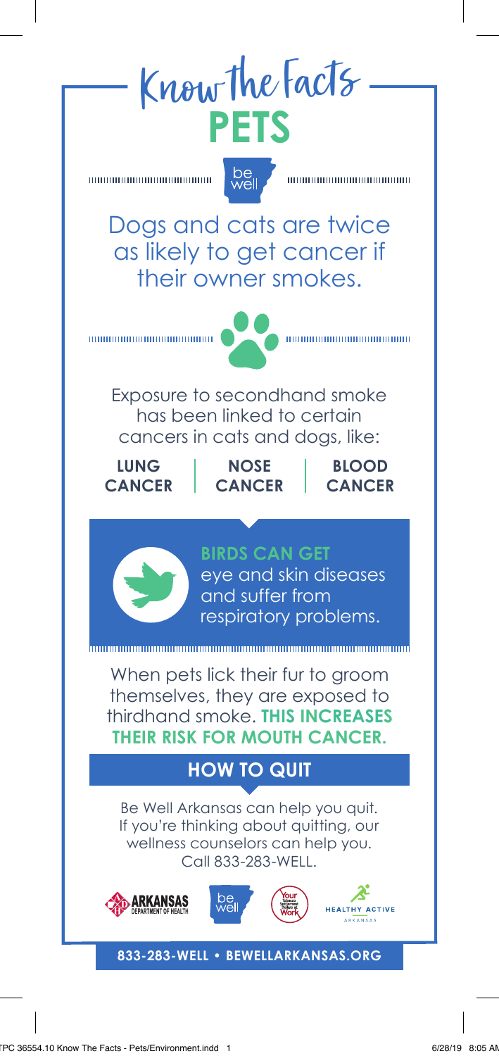# Know the Facts
## PETS

Dogs and cats are twice as likely to get cancer if their owner smokes.

Exposure to secondhand smoke has been linked to certain cancers in cats and dogs, like:

**LUNG CANCER** | **NOSE CANCER** | **BLOOD CANCER**

**BIRDS CAN GET** eye and skin diseases and suffer from respiratory problems.

When pets lick their fur to groom themselves, they are exposed to thirdhand smoke. **THIS INCREASES THEIR RISK FOR MOUTH CANCER.**

## HOW TO QUIT

Be Well Arkansas can help you quit. If you're thinking about quitting, our wellness counselors can help you. Call 833-283-WELL.

ARKANSAS DEPARTMENT OF HEALTH · be well · Your Tobacco Settlement Dollars at Work · HEALTHY ACTIVE ARKANSAS

**833-283-WELL • BEWELLARKANSAS.ORG**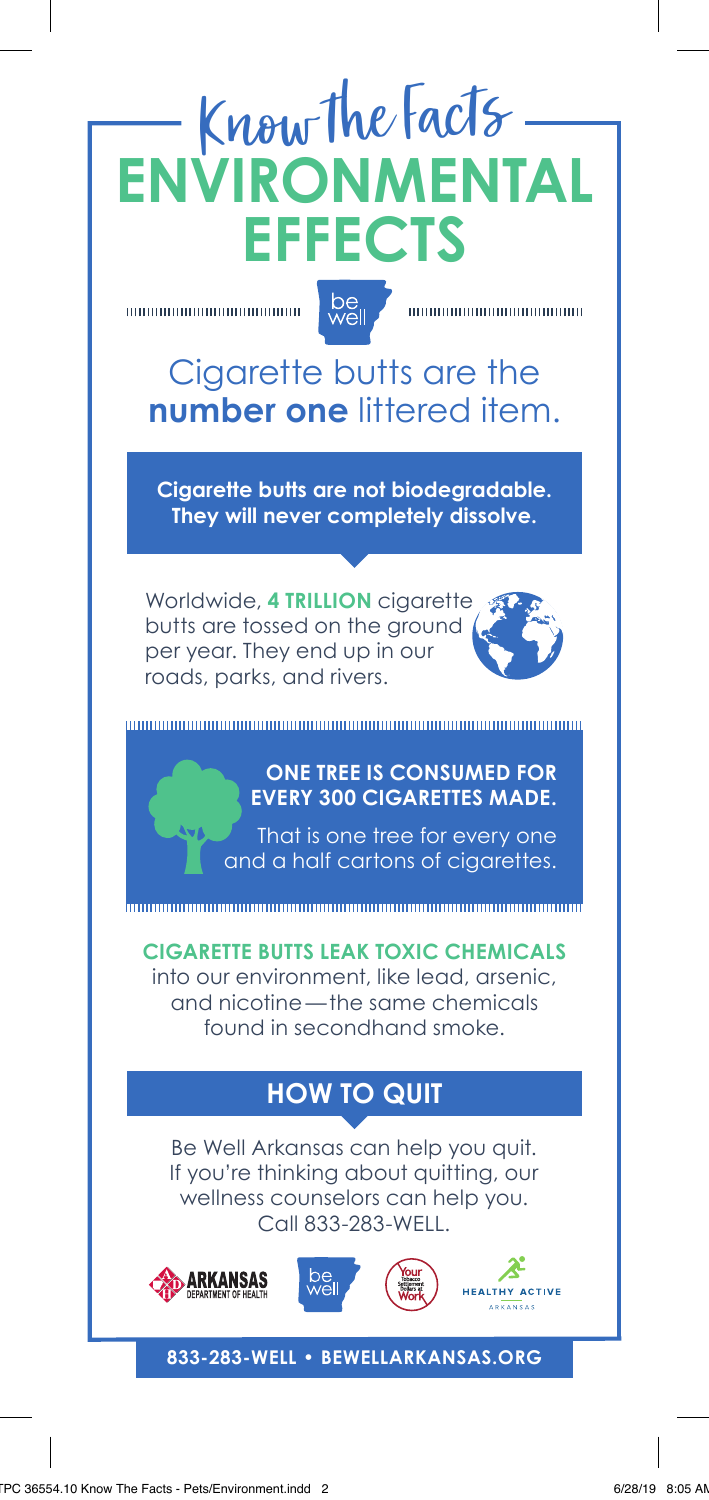# Know the Facts

# ENVIRONMENTAL EFFECTS

## Cigarette butts are the **number one** littered item.

**Cigarette butts are not biodegradable. They will never completely dissolve.**

Worldwide, **4 TRILLION** cigarette butts are tossed on the ground per year. They end up in our roads, parks, and rivers.

**ONE TREE IS CONSUMED FOR EVERY 300 CIGARETTES MADE.**

That is one tree for every one and a half cartons of cigarettes.

**CIGARETTE BUTTS LEAK TOXIC CHEMICALS** into our environment, like lead, arsenic, and nicotine—the same chemicals found in secondhand smoke.

## HOW TO QUIT

Be Well Arkansas can help you quit. If you're thinking about quitting, our wellness counselors can help you. Call 833-283-WELL.

ARKANSAS DEPARTMENT OF HEALTH

be well

Your Tobacco Settlement Dollars at Work

HEALTHY ACTIVE ARKANSAS

**833-283-WELL • BEWELLARKANSAS.ORG**